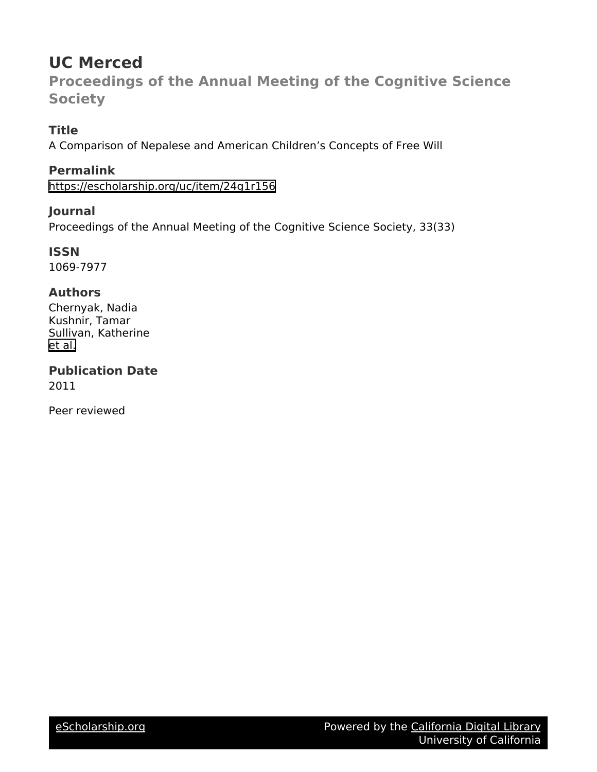# UC Merced

## Proceedings of the Annual Meeting of the Cognitive Science Society

### Title

A Comparison of Nepalese and American Children's Concepts of Free Will

### Permalink

https://escholarship.org/uc/item/24g1r156

### Journal

Proceedings of the Annual Meeting of the Cognitive Science Society, 33(33)

### ISSN

1069-7977

### Authors

Chernyak, Nadia
Kushnir, Tamar
Sullivan, Katherine
et al.

### Publication Date

2011

Peer reviewed

eScholarship.org Powered by the California Digital Library University of California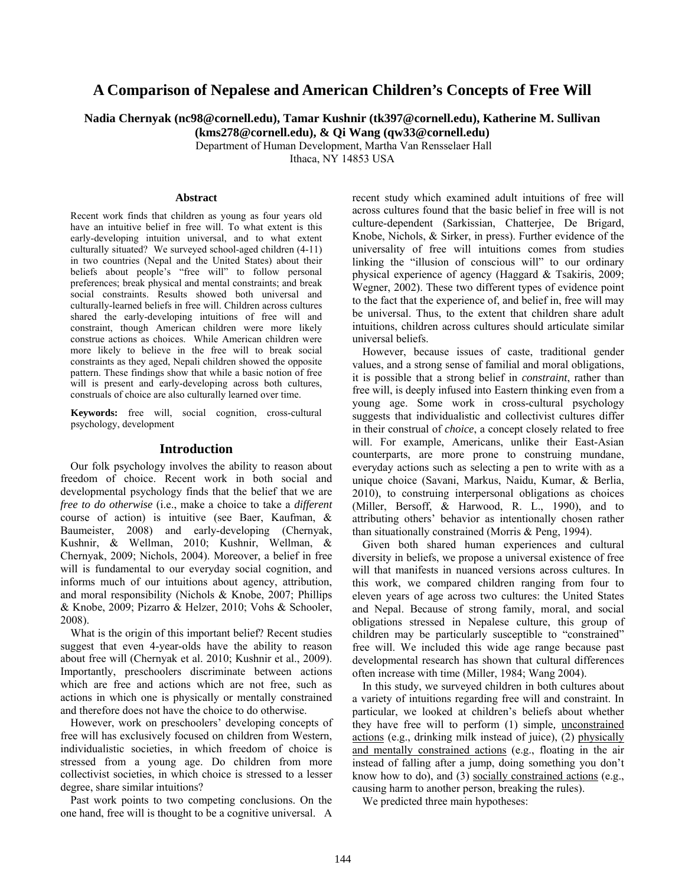# A Comparison of Nepalese and American Children's Concepts of Free Will

**Nadia Chernyak (nc98@cornell.edu), Tamar Kushnir (tk397@cornell.edu), Katherine M. Sullivan (kms278@cornell.edu), & Qi Wang (qw33@cornell.edu)**

Department of Human Development, Martha Van Rensselaer Hall
Ithaca, NY 14853 USA

## Abstract

Recent work finds that children as young as four years old have an intuitive belief in free will. To what extent is this early-developing intuition universal, and to what extent culturally situated? We surveyed school-aged children (4-11) in two countries (Nepal and the United States) about their beliefs about people's "free will" to follow personal preferences; break physical and mental constraints; and break social constraints. Results showed both universal and culturally-learned beliefs in free will. Children across cultures shared the early-developing intuitions of free will and constraint, though American children were more likely construe actions as choices. While American children were more likely to believe in the free will to break social constraints as they aged, Nepali children showed the opposite pattern. These findings show that while a basic notion of free will is present and early-developing across both cultures, construals of choice are also culturally learned over time.

**Keywords:** free will, social cognition, cross-cultural psychology, development

## Introduction

Our folk psychology involves the ability to reason about freedom of choice. Recent work in both social and developmental psychology finds that the belief that we are *free to do otherwise* (i.e., make a choice to take a *different* course of action) is intuitive (see Baer, Kaufman, & Baumeister, 2008) and early-developing (Chernyak, Kushnir, & Wellman, 2010; Kushnir, Wellman, & Chernyak, 2009; Nichols, 2004). Moreover, a belief in free will is fundamental to our everyday social cognition, and informs much of our intuitions about agency, attribution, and moral responsibility (Nichols & Knobe, 2007; Phillips & Knobe, 2009; Pizarro & Helzer, 2010; Vohs & Schooler, 2008).

What is the origin of this important belief? Recent studies suggest that even 4-year-olds have the ability to reason about free will (Chernyak et al. 2010; Kushnir et al., 2009). Importantly, preschoolers discriminate between actions which are free and actions which are not free, such as actions in which one is physically or mentally constrained and therefore does not have the choice to do otherwise.

However, work on preschoolers' developing concepts of free will has exclusively focused on children from Western, individualistic societies, in which freedom of choice is stressed from a young age. Do children from more collectivist societies, in which choice is stressed to a lesser degree, share similar intuitions?

Past work points to two competing conclusions. On the one hand, free will is thought to be a cognitive universal. A recent study which examined adult intuitions of free will across cultures found that the basic belief in free will is not culture-dependent (Sarkissian, Chatterjee, De Brigard, Knobe, Nichols, & Sirker, in press). Further evidence of the universality of free will intuitions comes from studies linking the "illusion of conscious will" to our ordinary physical experience of agency (Haggard & Tsakiris, 2009; Wegner, 2002). These two different types of evidence point to the fact that the experience of, and belief in, free will may be universal. Thus, to the extent that children share adult intuitions, children across cultures should articulate similar universal beliefs.

However, because issues of caste, traditional gender values, and a strong sense of familial and moral obligations, it is possible that a strong belief in *constraint*, rather than free will, is deeply infused into Eastern thinking even from a young age. Some work in cross-cultural psychology suggests that individualistic and collectivist cultures differ in their construal of *choice*, a concept closely related to free will. For example, Americans, unlike their East-Asian counterparts, are more prone to construing mundane, everyday actions such as selecting a pen to write with as a unique choice (Savani, Markus, Naidu, Kumar, & Berlia, 2010), to construing interpersonal obligations as choices (Miller, Bersoff, & Harwood, R. L., 1990), and to attributing others' behavior as intentionally chosen rather than situationally constrained (Morris & Peng, 1994).

Given both shared human experiences and cultural diversity in beliefs, we propose a universal existence of free will that manifests in nuanced versions across cultures. In this work, we compared children ranging from four to eleven years of age across two cultures: the United States and Nepal. Because of strong family, moral, and social obligations stressed in Nepalese culture, this group of children may be particularly susceptible to "constrained" free will. We included this wide age range because past developmental research has shown that cultural differences often increase with time (Miller, 1984; Wang 2004).

In this study, we surveyed children in both cultures about a variety of intuitions regarding free will and constraint. In particular, we looked at children's beliefs about whether they have free will to perform (1) simple, unconstrained actions (e.g., drinking milk instead of juice), (2) physically and mentally constrained actions (e.g., floating in the air instead of falling after a jump, doing something you don't know how to do), and (3) socially constrained actions (e.g., causing harm to another person, breaking the rules).

We predicted three main hypotheses: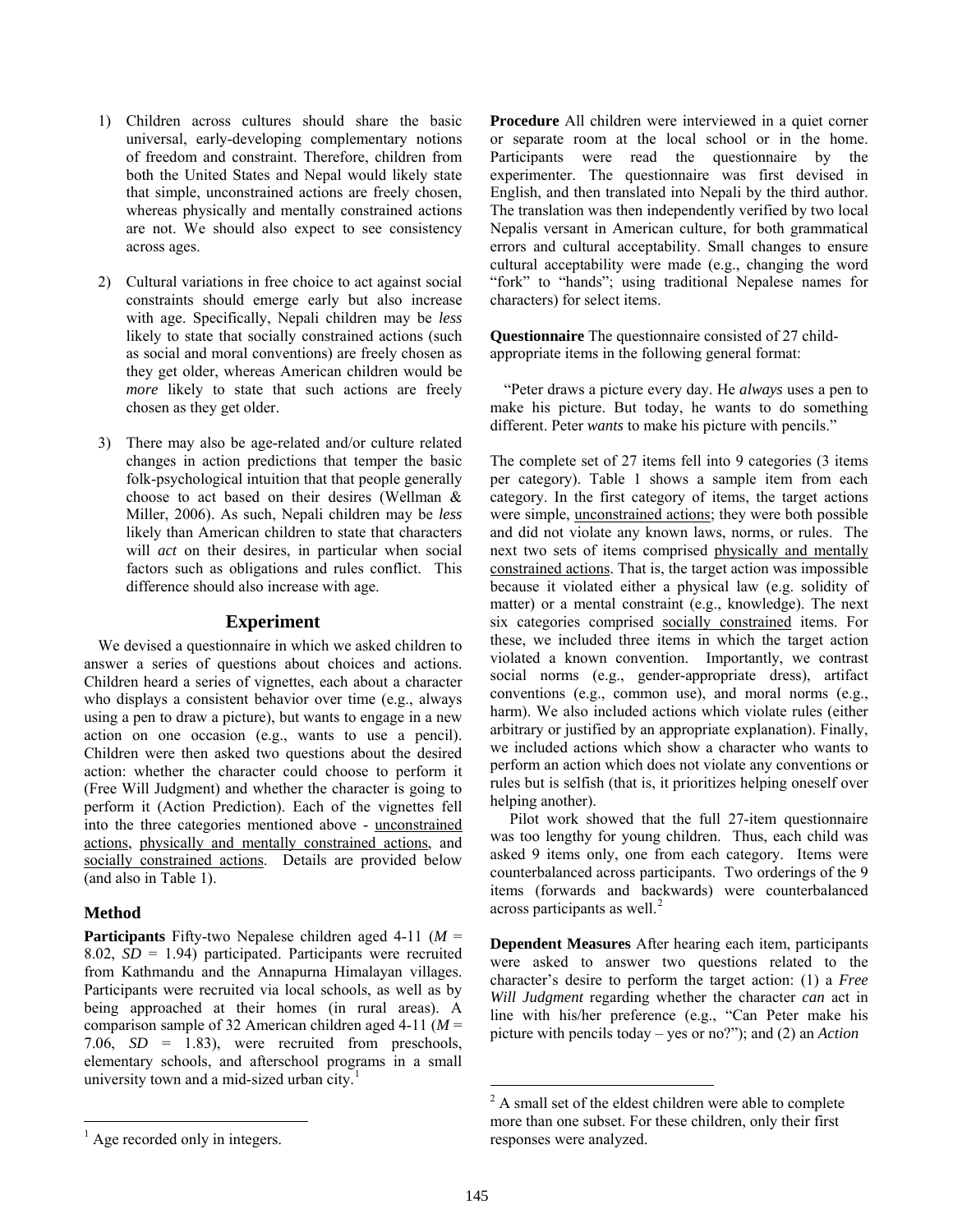1) Children across cultures should share the basic universal, early-developing complementary notions of freedom and constraint. Therefore, children from both the United States and Nepal would likely state that simple, unconstrained actions are freely chosen, whereas physically and mentally constrained actions are not. We should also expect to see consistency across ages.

2) Cultural variations in free choice to act against social constraints should emerge early but also increase with age. Specifically, Nepali children may be *less* likely to state that socially constrained actions (such as social and moral conventions) are freely chosen as they get older, whereas American children would be *more* likely to state that such actions are freely chosen as they get older.

3) There may also be age-related and/or culture related changes in action predictions that temper the basic folk-psychological intuition that that people generally choose to act based on their desires (Wellman & Miller, 2006). As such, Nepali children may be *less* likely than American children to state that characters will *act* on their desires, in particular when social factors such as obligations and rules conflict. This difference should also increase with age.

## Experiment

We devised a questionnaire in which we asked children to answer a series of questions about choices and actions. Children heard a series of vignettes, each about a character who displays a consistent behavior over time (e.g., always using a pen to draw a picture), but wants to engage in a new action on one occasion (e.g., wants to use a pencil). Children were then asked two questions about the desired action: whether the character could choose to perform it (Free Will Judgment) and whether the character is going to perform it (Action Prediction). Each of the vignettes fell into the three categories mentioned above - unconstrained actions, physically and mentally constrained actions, and socially constrained actions. Details are provided below (and also in Table 1).

### Method

**Participants** Fifty-two Nepalese children aged 4-11 (*M* = 8.02, *SD* = 1.94) participated. Participants were recruited from Kathmandu and the Annapurna Himalayan villages. Participants were recruited via local schools, as well as by being approached at their homes (in rural areas). A comparison sample of 32 American children aged 4-11 (*M* = 7.06, *SD* = 1.83), were recruited from preschools, elementary schools, and afterschool programs in a small university town and a mid-sized urban city.[1]

**Procedure** All children were interviewed in a quiet corner or separate room at the local school or in the home. Participants were read the questionnaire by the experimenter. The questionnaire was first devised in English, and then translated into Nepali by the third author. The translation was then independently verified by two local Nepalis versant in American culture, for both grammatical errors and cultural acceptability. Small changes to ensure cultural acceptability were made (e.g., changing the word "fork" to "hands"; using traditional Nepalese names for characters) for select items.

**Questionnaire** The questionnaire consisted of 27 child-appropriate items in the following general format:

"Peter draws a picture every day. He *always* uses a pen to make his picture. But today, he wants to do something different. Peter *wants* to make his picture with pencils."

The complete set of 27 items fell into 9 categories (3 items per category). Table 1 shows a sample item from each category. In the first category of items, the target actions were simple, unconstrained actions; they were both possible and did not violate any known laws, norms, or rules. The next two sets of items comprised physically and mentally constrained actions. That is, the target action was impossible because it violated either a physical law (e.g. solidity of matter) or a mental constraint (e.g., knowledge). The next six categories comprised socially constrained items. For these, we included three items in which the target action violated a known convention. Importantly, we contrast social norms (e.g., gender-appropriate dress), artifact conventions (e.g., common use), and moral norms (e.g., harm). We also included actions which violate rules (either arbitrary or justified by an appropriate explanation). Finally, we included actions which show a character who wants to perform an action which does not violate any conventions or rules but is selfish (that is, it prioritizes helping oneself over helping another).

Pilot work showed that the full 27-item questionnaire was too lengthy for young children. Thus, each child was asked 9 items only, one from each category. Items were counterbalanced across participants. Two orderings of the 9 items (forwards and backwards) were counterbalanced across participants as well.[2]

**Dependent Measures** After hearing each item, participants were asked to answer two questions related to the character's desire to perform the target action: (1) a *Free Will Judgment* regarding whether the character *can* act in line with his/her preference (e.g., "Can Peter make his picture with pencils today – yes or no?"); and (2) an *Action*

[1] Age recorded only in integers.

[2] A small set of the eldest children were able to complete more than one subset. For these children, only their first responses were analyzed.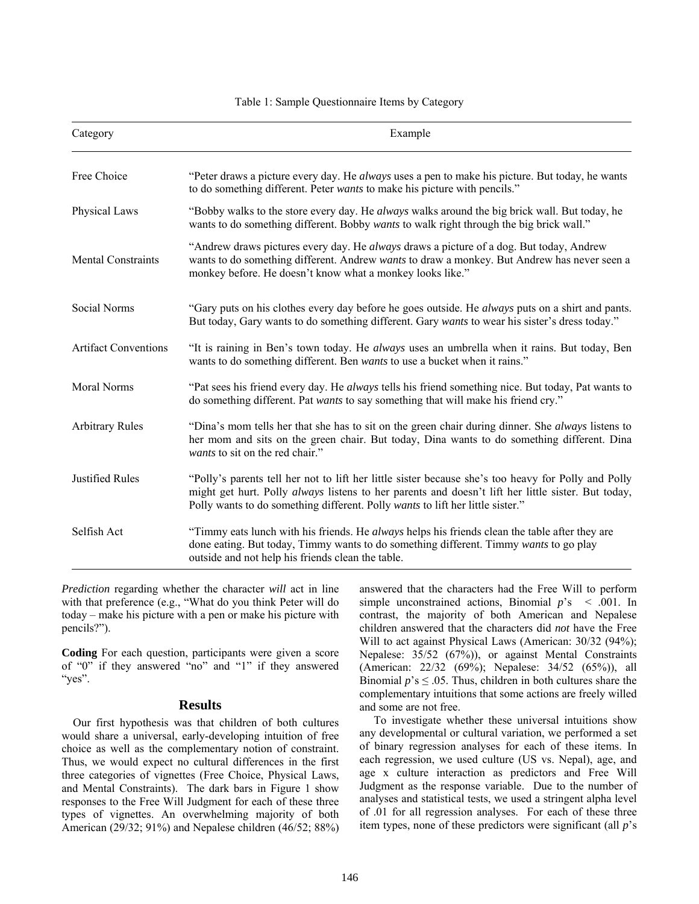Table 1: Sample Questionnaire Items by Category

| Category | Example |
|---|---|
| Free Choice | "Peter draws a picture every day. He *always* uses a pen to make his picture. But today, he wants to do something different. Peter *wants* to make his picture with pencils." |
| Physical Laws | "Bobby walks to the store every day. He *always* walks around the big brick wall. But today, he wants to do something different. Bobby *wants* to walk right through the big brick wall." |
| Mental Constraints | "Andrew draws pictures every day. He *always* draws a picture of a dog. But today, Andrew wants to do something different. Andrew *wants* to draw a monkey. But Andrew has never seen a monkey before. He doesn't know what a monkey looks like." |
| Social Norms | "Gary puts on his clothes every day before he goes outside. He *always* puts on a shirt and pants. But today, Gary wants to do something different. Gary *wants* to wear his sister's dress today." |
| Artifact Conventions | "It is raining in Ben's town today. He *always* uses an umbrella when it rains. But today, Ben wants to do something different. Ben *wants* to use a bucket when it rains." |
| Moral Norms | "Pat sees his friend every day. He *always* tells his friend something nice. But today, Pat wants to do something different. Pat *wants* to say something that will make his friend cry." |
| Arbitrary Rules | "Dina's mom tells her that she has to sit on the green chair during dinner. She *always* listens to her mom and sits on the green chair. But today, Dina wants to do something different. Dina *wants* to sit on the red chair." |
| Justified Rules | "Polly's parents tell her not to lift her little sister because she's too heavy for Polly and Polly might get hurt. Polly *always* listens to her parents and doesn't lift her little sister. But today, Polly wants to do something different. Polly *wants* to lift her little sister." |
| Selfish Act | "Timmy eats lunch with his friends. He *always* helps his friends clean the table after they are done eating. But today, Timmy wants to do something different. Timmy *wants* to go play outside and not help his friends clean the table. |

*Prediction* regarding whether the character *will* act in line with that preference (e.g., "What do you think Peter will do today – make his picture with a pen or make his picture with pencils?").

**Coding** For each question, participants were given a score of "0" if they answered "no" and "1" if they answered "yes".

## Results

Our first hypothesis was that children of both cultures would share a universal, early-developing intuition of free choice as well as the complementary notion of constraint. Thus, we would expect no cultural differences in the first three categories of vignettes (Free Choice, Physical Laws, and Mental Constraints). The dark bars in Figure 1 show responses to the Free Will Judgment for each of these three types of vignettes. An overwhelming majority of both American (29/32; 91%) and Nepalese children (46/52; 88%) answered that the characters had the Free Will to perform simple unconstrained actions, Binomial $p$'s $< .001$. In contrast, the majority of both American and Nepalese children answered that the characters did *not* have the Free Will to act against Physical Laws (American: 30/32 (94%); Nepalese: 35/52 (67%)), or against Mental Constraints (American: 22/32 (69%); Nepalese: 34/52 (65%)), all Binomial $p$'s $\leq .05$. Thus, children in both cultures share the complementary intuitions that some actions are freely willed and some are not free.

To investigate whether these universal intuitions show any developmental or cultural variation, we performed a set of binary regression analyses for each of these items. In each regression, we used culture (US vs. Nepal), age, and age x culture interaction as predictors and Free Will Judgment as the response variable. Due to the number of analyses and statistical tests, we used a stringent alpha level of .01 for all regression analyses. For each of these three item types, none of these predictors were significant (all $p$'s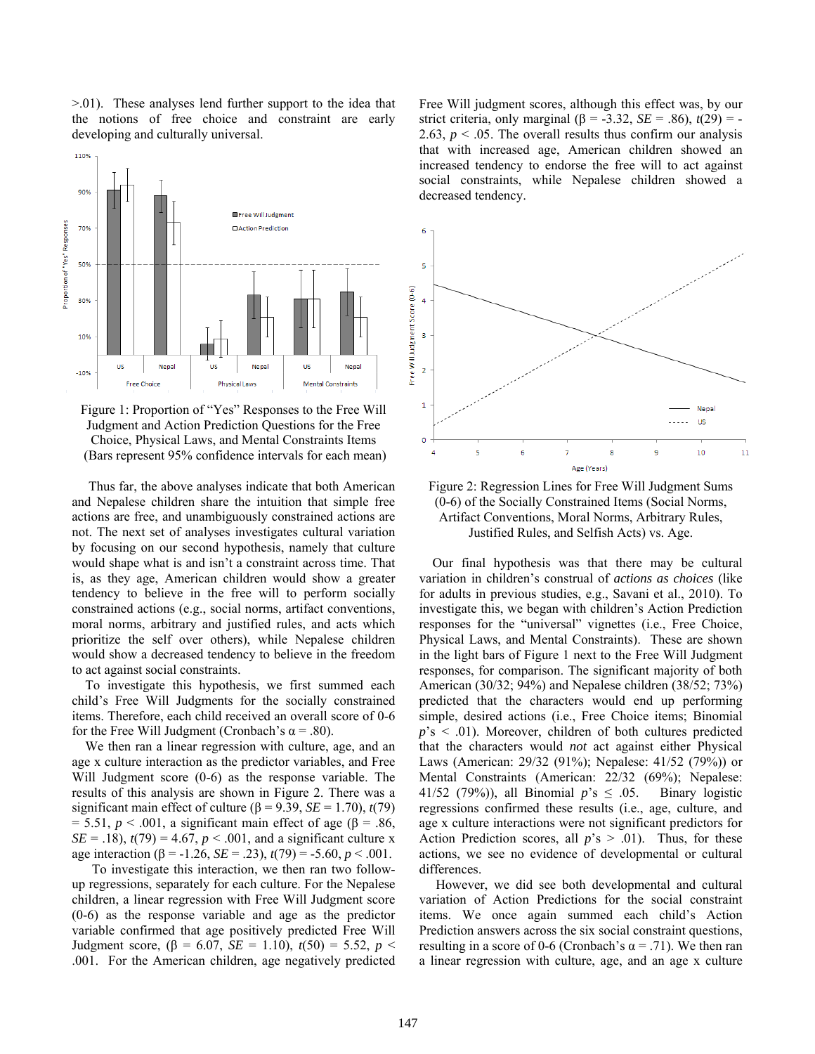>.01). These analyses lend further support to the idea that the notions of free choice and constraint are early developing and culturally universal.

Figure 1: Proportion of "Yes" Responses to the Free Will Judgment and Action Prediction Questions for the Free Choice, Physical Laws, and Mental Constraints Items (Bars represent 95% confidence intervals for each mean)

Thus far, the above analyses indicate that both American and Nepalese children share the intuition that simple free actions are free, and unambiguously constrained actions are not. The next set of analyses investigates cultural variation by focusing on our second hypothesis, namely that culture would shape what is and isn't a constraint across time. That is, as they age, American children would show a greater tendency to believe in the free will to perform socially constrained actions (e.g., social norms, artifact conventions, moral norms, arbitrary and justified rules, and acts which prioritize the self over others), while Nepalese children would show a decreased tendency to believe in the freedom to act against social constraints.

To investigate this hypothesis, we first summed each child's Free Will Judgments for the socially constrained items. Therefore, each child received an overall score of 0-6 for the Free Will Judgment (Cronbach's $\alpha = .80$).

We then ran a linear regression with culture, age, and an age x culture interaction as the predictor variables, and Free Will Judgment score (0-6) as the response variable. The results of this analysis are shown in Figure 2. There was a significant main effect of culture ($\beta = 9.39$, $SE = 1.70$), $t(79) = 5.51$, $p < .001$, a significant main effect of age ($\beta = .86$, $SE = .18$), $t(79) = 4.67$, $p < .001$, and a significant culture x age interaction ($\beta = -1.26$, $SE = .23$), $t(79) = -5.60$, $p < .001$.

To investigate this interaction, we then ran two follow-up regressions, separately for each culture. For the Nepalese children, a linear regression with Free Will Judgment score (0-6) as the response variable and age as the predictor variable confirmed that age positively predicted Free Will Judgment score, ($\beta = 6.07$, $SE = 1.10$), $t(50) = 5.52$, $p < .001$. For the American children, age negatively predicted Free Will Judgment scores, although this effect was, by our strict criteria, only marginal ($\beta = -3.32$, $SE = .86$), $t(29) = -2.63$, $p < .05$. The overall results thus confirm our analysis that with increased age, American children showed an increased tendency to endorse the free will to act against social constraints, while Nepalese children showed a decreased tendency.

Figure 2: Regression Lines for Free Will Judgment Sums (0-6) of the Socially Constrained Items (Social Norms, Artifact Conventions, Moral Norms, Arbitrary Rules, Justified Rules, and Selfish Acts) vs. Age.

Our final hypothesis was that there may be cultural variation in children's construal of *actions as choices* (like for adults in previous studies, e.g., Savani et al., 2010). To investigate this, we began with children's Action Prediction responses for the "universal" vignettes (i.e., Free Choice, Physical Laws, and Mental Constraints). These are shown in the light bars of Figure 1 next to the Free Will Judgment responses, for comparison. The significant majority of both American (30/32; 94%) and Nepalese children (38/52; 73%) predicted that the characters would end up performing simple, desired actions (i.e., Free Choice items; Binomial $p$'s $< .01$). Moreover, children of both cultures predicted that the characters would *not* act against either Physical Laws (American: 29/32 (91%); Nepalese: 41/52 (79%)) or Mental Constraints (American: 22/32 (69%); Nepalese: 41/52 (79%)), all Binomial $p$'s $\leq .05$. Binary logistic regressions confirmed these results (i.e., age, culture, and age x culture interactions were not significant predictors for Action Prediction scores, all $p$'s $> .01$). Thus, for these actions, we see no evidence of developmental or cultural differences.

However, we did see both developmental and cultural variation of Action Predictions for the social constraint items. We once again summed each child's Action Prediction answers across the six social constraint questions, resulting in a score of 0-6 (Cronbach's $\alpha = .71$). We then ran a linear regression with culture, age, and an age x culture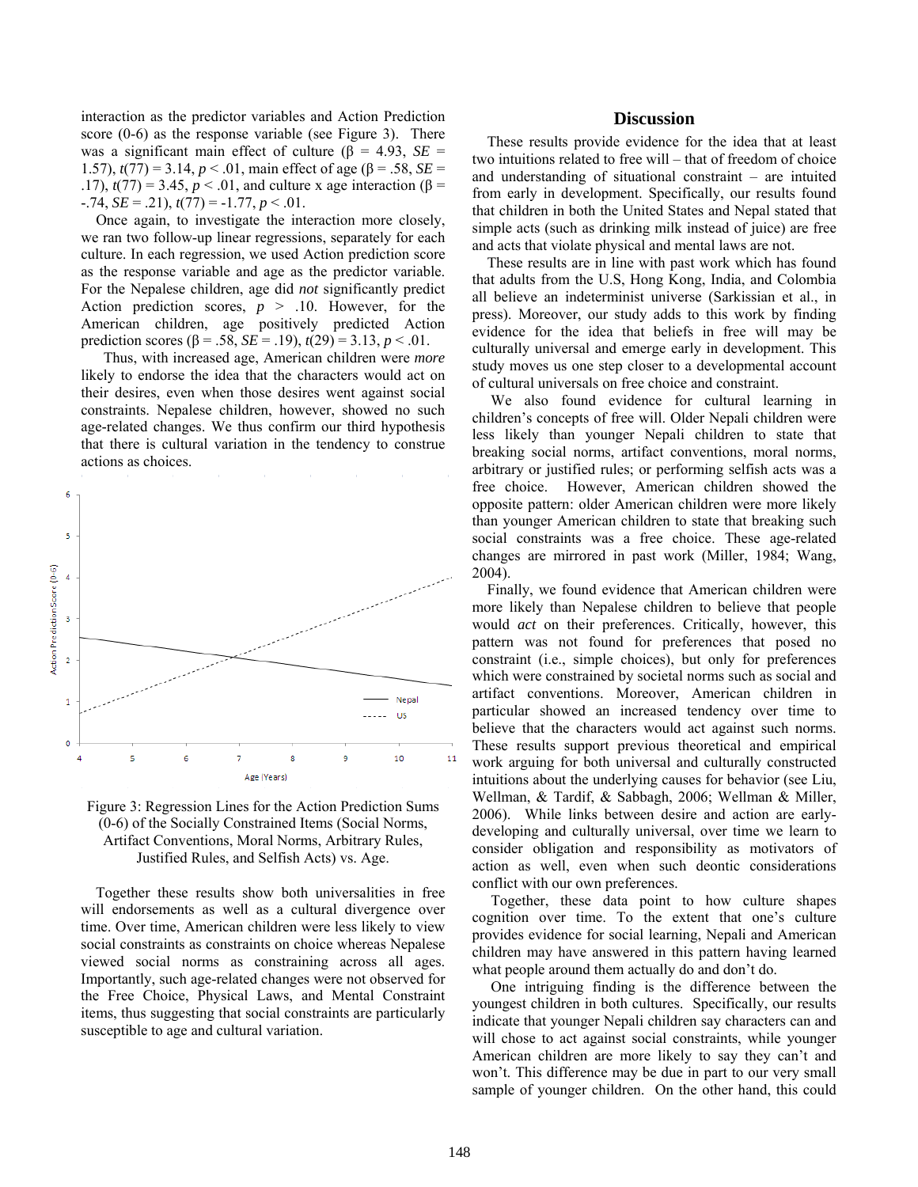interaction as the predictor variables and Action Prediction score (0-6) as the response variable (see Figure 3). There was a significant main effect of culture ($\beta$ = 4.93, *SE* = 1.57), $t(77)$ = 3.14, $p < .01$, main effect of age ($\beta$ = .58, *SE* = .17), $t(77)$ = 3.45, $p < .01$, and culture x age interaction ($\beta$ = -.74, *SE* = .21), $t(77)$ = -1.77, $p < .01$.

Once again, to investigate the interaction more closely, we ran two follow-up linear regressions, separately for each culture. In each regression, we used Action prediction score as the response variable and age as the predictor variable. For the Nepalese children, age did *not* significantly predict Action prediction scores, $p > .10$. However, for the American children, age positively predicted Action prediction scores ($\beta$ = .58, *SE* = .19), $t(29)$ = 3.13, $p < .01$.

Thus, with increased age, American children were *more* likely to endorse the idea that the characters would act on their desires, even when those desires went against social constraints. Nepalese children, however, showed no such age-related changes. We thus confirm our third hypothesis that there is cultural variation in the tendency to construe actions as choices.

Figure 3: Regression Lines for the Action Prediction Sums (0-6) of the Socially Constrained Items (Social Norms, Artifact Conventions, Moral Norms, Arbitrary Rules, Justified Rules, and Selfish Acts) vs. Age.

Together these results show both universalities in free will endorsements as well as a cultural divergence over time. Over time, American children were less likely to view social constraints as constraints on choice whereas Nepalese viewed social norms as constraining across all ages. Importantly, such age-related changes were not observed for the Free Choice, Physical Laws, and Mental Constraint items, thus suggesting that social constraints are particularly susceptible to age and cultural variation.

## Discussion

These results provide evidence for the idea that at least two intuitions related to free will – that of freedom of choice and understanding of situational constraint – are intuited from early in development. Specifically, our results found that children in both the United States and Nepal stated that simple acts (such as drinking milk instead of juice) are free and acts that violate physical and mental laws are not.

These results are in line with past work which has found that adults from the U.S, Hong Kong, India, and Colombia all believe an indeterminist universe (Sarkissian et al., in press). Moreover, our study adds to this work by finding evidence for the idea that beliefs in free will may be culturally universal and emerge early in development. This study moves us one step closer to a developmental account of cultural universals on free choice and constraint.

We also found evidence for cultural learning in children's concepts of free will. Older Nepali children were less likely than younger Nepali children to state that breaking social norms, artifact conventions, moral norms, arbitrary or justified rules; or performing selfish acts was a free choice. However, American children showed the opposite pattern: older American children were more likely than younger American children to state that breaking such social constraints was a free choice. These age-related changes are mirrored in past work (Miller, 1984; Wang, 2004).

Finally, we found evidence that American children were more likely than Nepalese children to believe that people would *act* on their preferences. Critically, however, this pattern was not found for preferences that posed no constraint (i.e., simple choices), but only for preferences which were constrained by societal norms such as social and artifact conventions. Moreover, American children in particular showed an increased tendency over time to believe that the characters would act against such norms. These results support previous theoretical and empirical work arguing for both universal and culturally constructed intuitions about the underlying causes for behavior (see Liu, Wellman, & Tardif, & Sabbagh, 2006; Wellman & Miller, 2006). While links between desire and action are early-developing and culturally universal, over time we learn to consider obligation and responsibility as motivators of action as well, even when such deontic considerations conflict with our own preferences.

Together, these data point to how culture shapes cognition over time. To the extent that one's culture provides evidence for social learning, Nepali and American children may have answered in this pattern having learned what people around them actually do and don't do.

One intriguing finding is the difference between the youngest children in both cultures. Specifically, our results indicate that younger Nepali children say characters can and will chose to act against social constraints, while younger American children are more likely to say they can't and won't. This difference may be due in part to our very small sample of younger children. On the other hand, this could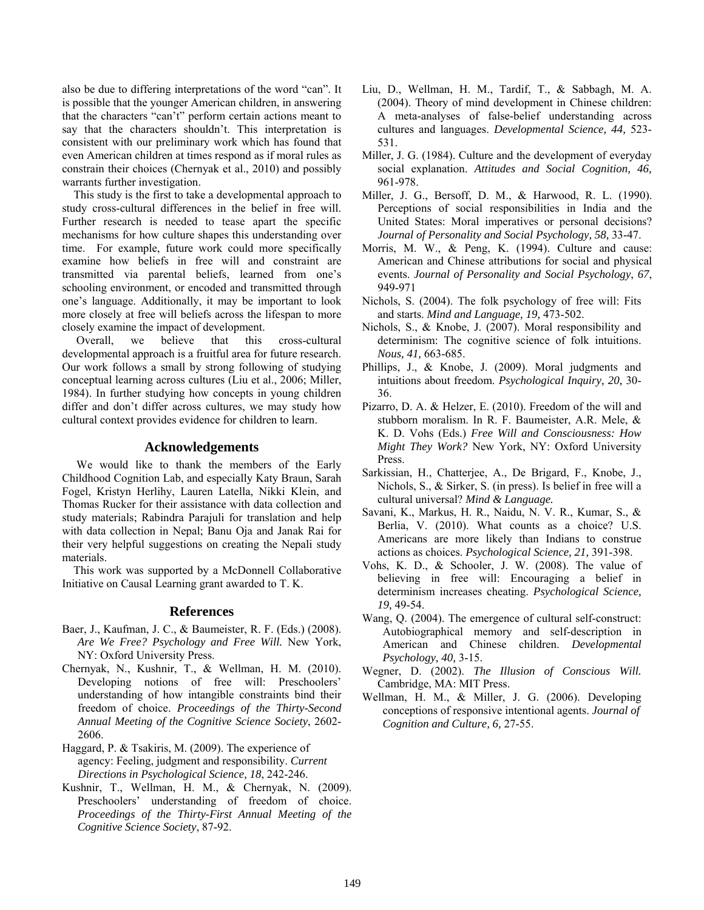also be due to differing interpretations of the word "can". It is possible that the younger American children, in answering that the characters "can't" perform certain actions meant to say that the characters shouldn't. This interpretation is consistent with our preliminary work which has found that even American children at times respond as if moral rules as constrain their choices (Chernyak et al., 2010) and possibly warrants further investigation.

This study is the first to take a developmental approach to study cross-cultural differences in the belief in free will. Further research is needed to tease apart the specific mechanisms for how culture shapes this understanding over time. For example, future work could more specifically examine how beliefs in free will and constraint are transmitted via parental beliefs, learned from one's schooling environment, or encoded and transmitted through one's language. Additionally, it may be important to look more closely at free will beliefs across the lifespan to more closely examine the impact of development.

Overall, we believe that this cross-cultural developmental approach is a fruitful area for future research. Our work follows a small by strong following of studying conceptual learning across cultures (Liu et al., 2006; Miller, 1984). In further studying how concepts in young children differ and don't differ across cultures, we may study how cultural context provides evidence for children to learn.

## Acknowledgements

We would like to thank the members of the Early Childhood Cognition Lab, and especially Katy Braun, Sarah Fogel, Kristyn Herlihy, Lauren Latella, Nikki Klein, and Thomas Rucker for their assistance with data collection and study materials; Rabindra Parajuli for translation and help with data collection in Nepal; Banu Oja and Janak Rai for their very helpful suggestions on creating the Nepali study materials.

This work was supported by a McDonnell Collaborative Initiative on Causal Learning grant awarded to T. K.

## References

Baer, J., Kaufman, J. C., & Baumeister, R. F. (Eds.) (2008). *Are We Free? Psychology and Free Will.* New York, NY: Oxford University Press.

Chernyak, N., Kushnir, T., & Wellman, H. M. (2010). Developing notions of free will: Preschoolers' understanding of how intangible constraints bind their freedom of choice. *Proceedings of the Thirty-Second Annual Meeting of the Cognitive Science Society*, 2602-2606.

Haggard, P. & Tsakiris, M. (2009). The experience of agency: Feeling, judgment and responsibility. *Current Directions in Psychological Science, 18*, 242-246.

Kushnir, T., Wellman, H. M., & Chernyak, N. (2009). Preschoolers' understanding of freedom of choice. *Proceedings of the Thirty-First Annual Meeting of the Cognitive Science Society*, 87-92.

Liu, D., Wellman, H. M., Tardif, T., & Sabbagh, M. A. (2004). Theory of mind development in Chinese children: A meta-analyses of false-belief understanding across cultures and languages. *Developmental Science, 44,* 523-531.

Miller, J. G. (1984). Culture and the development of everyday social explanation. *Attitudes and Social Cognition, 46,* 961-978.

Miller, J. G., Bersoff, D. M., & Harwood, R. L. (1990). Perceptions of social responsibilities in India and the United States: Moral imperatives or personal decisions? *Journal of Personality and Social Psychology, 58,* 33-47.

Morris, M. W., & Peng, K. (1994). Culture and cause: American and Chinese attributions for social and physical events. *Journal of Personality and Social Psychology*, *67*, 949-971

Nichols, S. (2004). The folk psychology of free will: Fits and starts. *Mind and Language, 19,* 473-502.

Nichols, S., & Knobe, J. (2007). Moral responsibility and determinism: The cognitive science of folk intuitions. *Nous, 41,* 663-685.

Phillips, J., & Knobe, J. (2009). Moral judgments and intuitions about freedom. *Psychological Inquiry, 20,* 30-36.

Pizarro, D. A. & Helzer, E. (2010). Freedom of the will and stubborn moralism. In R. F. Baumeister, A.R. Mele, & K. D. Vohs (Eds.) *Free Will and Consciousness: How Might They Work?* New York, NY: Oxford University Press.

Sarkissian, H., Chatterjee, A., De Brigard, F., Knobe, J., Nichols, S., & Sirker, S. (in press). Is belief in free will a cultural universal? *Mind & Language.*

Savani, K., Markus, H. R., Naidu, N. V. R., Kumar, S., & Berlia, V. (2010). What counts as a choice? U.S. Americans are more likely than Indians to construe actions as choices. *Psychological Science, 21,* 391-398.

Vohs, K. D., & Schooler, J. W. (2008). The value of believing in free will: Encouraging a belief in determinism increases cheating. *Psychological Science, 19,* 49-54.

Wang, Q. (2004). The emergence of cultural self-construct: Autobiographical memory and self-description in American and Chinese children. *Developmental Psychology, 40,* 3-15.

Wegner, D. (2002). *The Illusion of Conscious Will.* Cambridge, MA: MIT Press.

Wellman, H. M., & Miller, J. G. (2006). Developing conceptions of responsive intentional agents. *Journal of Cognition and Culture, 6,* 27-55.